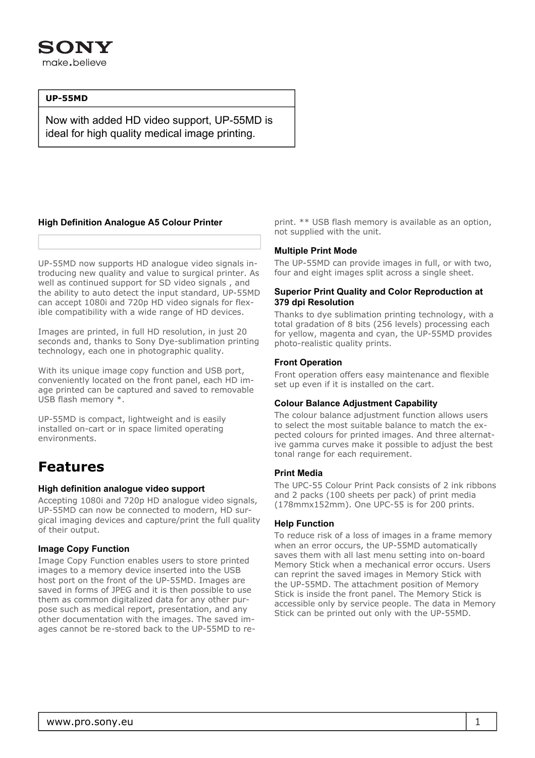SONY

make.believe

**UP-55MD**

Now with added HD video support, UP-55MD is ideal for high quality medical image printing.

### High Definition Analogue A5 Colour Printer

UP-55MD now supports HD analogue video signals introducing new quality and value to surgical printer. As well as continued support for SD video signals , and the ability to auto detect the input standard, UP-55MD can accept 1080i and 720p HD video signals for flexible compatibility with a wide range of HD devices.

Images are printed, in full HD resolution, in just 20 seconds and, thanks to Sony Dye-sublimation printing technology, each one in photographic quality.

With its unique image copy function and USB port, conveniently located on the front panel, each HD image printed can be captured and saved to removable USB flash memory *.

UP-55MD is compact, lightweight and is easily installed on-cart or in space limited operating environments.

## Features

### High definition analogue video support

Accepting 1080i and 720p HD analogue video signals, UP-55MD can now be connected to modern, HD surgical imaging devices and capture/print the full quality of their output.

### Image Copy Function

Image Copy Function enables users to store printed images to a memory device inserted into the USB host port on the front of the UP-55MD. Images are saved in forms of JPEG and it is then possible to use them as common digitalized data for any other purpose such as medical report, presentation, and any other documentation with the images. The saved images cannot be re-stored back to the UP-55MD to reprint. ** USB flash memory is available as an option, not supplied with the unit.

### Multiple Print Mode

The UP-55MD can provide images in full, or with two, four and eight images split across a single sheet.

### Superior Print Quality and Color Reproduction at 379 dpi Resolution

Thanks to dye sublimation printing technology, with a total gradation of 8 bits (256 levels) processing each for yellow, magenta and cyan, the UP-55MD provides photo-realistic quality prints.

### Front Operation

Front operation offers easy maintenance and flexible set up even if it is installed on the cart.

### Colour Balance Adjustment Capability

The colour balance adjustment function allows users to select the most suitable balance to match the expected colours for printed images. And three alternative gamma curves make it possible to adjust the best tonal range for each requirement.

### Print Media

The UPC-55 Colour Print Pack consists of 2 ink ribbons and 2 packs (100 sheets per pack) of print media (178mmx152mm). One UPC-55 is for 200 prints.

### Help Function

To reduce risk of a loss of images in a frame memory when an error occurs, the UP-55MD automatically saves them with all last menu setting into on-board Memory Stick when a mechanical error occurs. Users can reprint the saved images in Memory Stick with the UP-55MD. The attachment position of Memory Stick is inside the front panel. The Memory Stick is accessible only by service people. The data in Memory Stick can be printed out only with the UP-55MD.

www.pro.sony.eu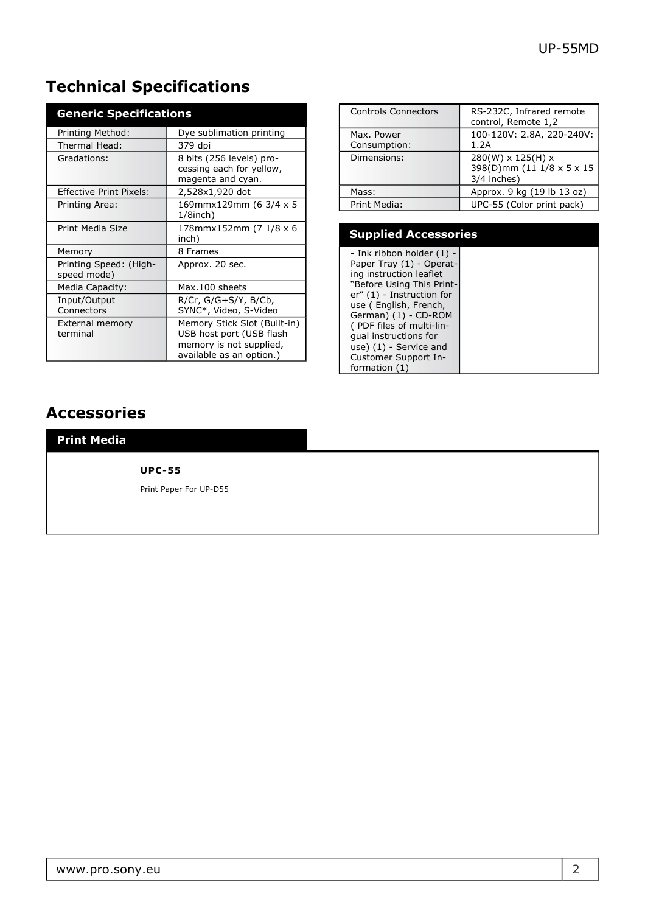# Technical Specifications

## Generic Specifications

| | |
|---|---|
| Printing Method: | Dye sublimation printing |
| Thermal Head: | 379 dpi |
| Gradations: | 8 bits (256 levels) processing each for yellow, magenta and cyan. |
| Effective Print Pixels: | 2,528x1,920 dot |
| Printing Area: | 169mmx129mm (6 3/4 x 5 1/8inch) |
| Print Media Size | 178mmx152mm (7 1/8 x 6 inch) |
| Memory | 8 Frames |
| Printing Speed: (High-speed mode) | Approx. 20 sec. |
| Media Capacity: | Max.100 sheets |
| Input/Output Connectors | R/Cr, G/G+S/Y, B/Cb, SYNC*, Video, S-Video |
| External memory terminal | Memory Stick Slot (Built-in) USB host port (USB flash memory is not supplied, available as an option.) |
| Controls Connectors | RS-232C, Infrared remote control, Remote 1,2 |
| Max. Power Consumption: | 100-120V: 2.8A, 220-240V: 1.2A |
| Dimensions: | 280(W) x 125(H) x 398(D)mm (11 1/8 x 5 x 15 3/4 inches) |
| Mass: | Approx. 9 kg (19 lb 13 oz) |
| Print Media: | UPC-55 (Color print pack) |

## Supplied Accessories

| | |
|---|---|
| - Ink ribbon holder (1) - Paper Tray (1) - Operating instruction leaflet “Before Using This Printer” (1) - Instruction for use ( English, French, German) (1) - CD-ROM ( PDF files of multi-lingual instructions for use) (1) - Service and Customer Support Information (1) | |

# Accessories

## Print Media

**UPC-55**

Print Paper For UP-D55